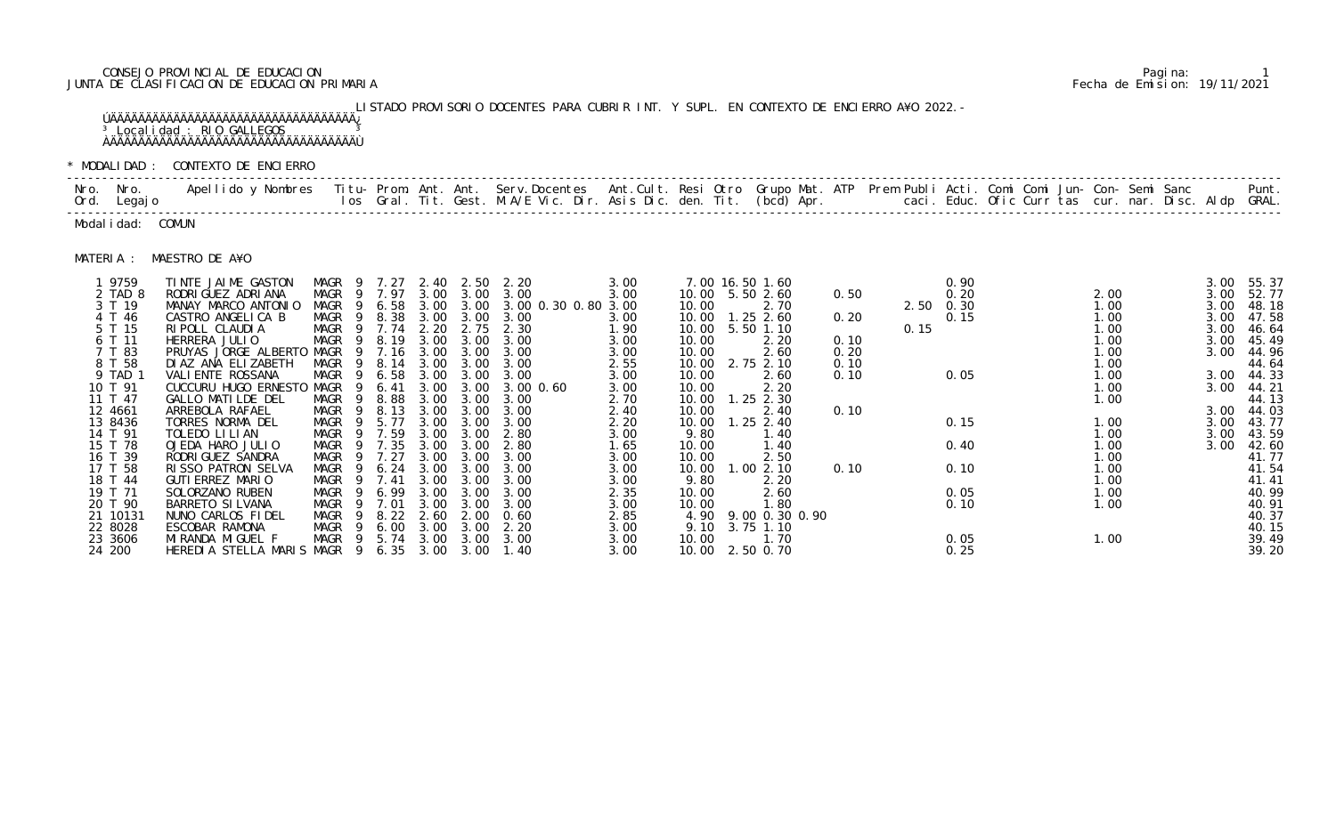CONSEJO PROVINCIAL DE EDUCACION
JUNTA DE CLASIFICACION DE EDUCACION PRIMARIA

Pagina: 1
Fecha de Emision: 19/11/2021

LISTADO PROVISORIO DOCENTES PARA CUBRIR INT. Y SUPL. EN CONTEXTO DE ENCIERRO A¥O 2022.-

Localidad : RIO GALLEGOS

\* MODALIDAD : CONTEXTO DE ENCIERRO

Modalidad: COMUN

MATERIA : MAESTRO DE A¥O

| Nro. Ord. | Nro. Legajo | Apellido y Nombres | Titu-los | Prom. Gral. | Ant. Tit. | Ant. Gest. | Serv.Docentes M.A/E Vic. Dir. | Ant.Cult. Asis Dic. | Resi den. | Otro Tit. | Grupo Mat. (bcd) | ATP Apr. | Prem | Publi caci. | Acti. Educ. | Comi Ofic | Comi Curr | Jun-tas | Con-cur. | Semi nar. | Sanc Disc. | Aldp | Punt. GRAL. |
|---|---|---|---|---|---|---|---|---|---|---|---|---|---|---|---|---|---|---|---|---|---|---|---|
| 1 | 9759 | TINTE JAIME GASTON | MAGR 9 | 7.27 | 2.40 | 2.50 | 2.20 | 3.00 | 7.00 | 16.50 | 1.60 | | | | 0.90 | | | | | | | 3.00 | 55.37 |
| 2 | TAD 8 | RODRIGUEZ ADRIANA | MAGR 9 | 7.97 | 3.00 | 3.00 | 3.00 | 3.00 | 10.00 | 5.50 | 2.60 | 0.50 | | | 0.20 | | | | 2.00 | | | 3.00 | 52.77 |
| 3 | T 19 | MANAY MARCO ANTONIO | MAGR 9 | 6.58 | 3.00 | 3.00 | 3.00 0.30 0.80 | 3.00 | 10.00 | | 2.70 | | | 2.50 | 0.30 | | | | 1.00 | | | 3.00 | 48.18 |
| 4 | T 46 | CASTRO ANGELICA B | MAGR 9 | 8.38 | 3.00 | 3.00 | 3.00 | 3.00 | 10.00 | 1.25 | 2.60 | 0.20 | | | 0.15 | | | | 1.00 | | | 3.00 | 47.58 |
| 5 | T 15 | RIPOLL CLAUDIA | MAGR 9 | 7.74 | 2.20 | 2.75 | 2.30 | 1.90 | 10.00 | 5.50 | 1.10 | | | 0.15 | | | | | 1.00 | | | 3.00 | 46.64 |
| 6 | T 11 | HERRERA JULIO | MAGR 9 | 8.19 | 3.00 | 3.00 | 3.00 | 3.00 | 10.00 | | 2.20 | 0.10 | | | | | | | 1.00 | | | 3.00 | 45.49 |
| 7 | T 83 | PRUYAS JORGE ALBERTO | MAGR 9 | 7.16 | 3.00 | 3.00 | 3.00 | 3.00 | 10.00 | | 2.60 | 0.20 | | | | | | | 1.00 | | | 3.00 | 44.96 |
| 8 | T 58 | DIAZ ANA ELIZABETH | MAGR 9 | 8.14 | 3.00 | 3.00 | 3.00 | 2.55 | 10.00 | 2.75 | 2.10 | 0.10 | | | | | | | 1.00 | | | | 44.64 |
| 9 | TAD 1 | VALIENTE ROSSANA | MAGR 9 | 6.58 | 3.00 | 3.00 | 3.00 | 3.00 | 10.00 | | 2.60 | 0.10 | | | 0.05 | | | | 1.00 | | | 3.00 | 44.33 |
| 10 | T 91 | CUCCURU HUGO ERNESTO | MAGR 9 | 6.41 | 3.00 | 3.00 | 3.00 0.60 | 3.00 | 10.00 | | 2.20 | | | | | | | | 1.00 | | | 3.00 | 44.21 |
| 11 | T 47 | GALLO MATILDE DEL | MAGR 9 | 8.88 | 3.00 | 3.00 | 3.00 | 2.70 | 10.00 | 1.25 | 2.30 | | | | | | | | 1.00 | | | | 44.13 |
| 12 | 4661 | ARREBOLA RAFAEL | MAGR 9 | 8.13 | 3.00 | 3.00 | 3.00 | 2.40 | 10.00 | | 2.40 | 0.10 | | | | | | | | | | 3.00 | 44.03 |
| 13 | 8436 | TORRES NORMA DEL | MAGR 9 | 5.77 | 3.00 | 3.00 | 3.00 | 2.20 | 10.00 | 1.25 | 2.40 | | | | 0.15 | | | | 1.00 | | | 3.00 | 43.77 |
| 14 | T 91 | TOLEDO LILIAN | MAGR 9 | 7.59 | 3.00 | 3.00 | 2.80 | 3.00 | 9.80 | | 1.40 | | | | | | | | 1.00 | | | 3.00 | 43.59 |
| 15 | T 78 | OJEDA HARO JULIO | MAGR 9 | 7.35 | 3.00 | 3.00 | 2.80 | 1.65 | 10.00 | | 1.40 | | | | 0.40 | | | | 1.00 | | | 3.00 | 42.60 |
| 16 | T 39 | RODRIGUEZ SANDRA | MAGR 9 | 7.27 | 3.00 | 3.00 | 3.00 | 3.00 | 10.00 | | 2.50 | | | | | | | | 1.00 | | | | 41.77 |
| 17 | T 58 | RISSO PATRON SELVA | MAGR 9 | 6.24 | 3.00 | 3.00 | 3.00 | 3.00 | 10.00 | 1.00 | 2.10 | 0.10 | | | 0.10 | | | | 1.00 | | | | 41.54 |
| 18 | T 44 | GUTIERREZ MARIO | MAGR 9 | 7.41 | 3.00 | 3.00 | 3.00 | 3.00 | 9.80 | | 2.20 | | | | | | | | 1.00 | | | | 41.41 |
| 19 | T 71 | SOLORZANO RUBEN | MAGR 9 | 6.99 | 3.00 | 3.00 | 3.00 | 2.35 | 10.00 | | 2.60 | | | | 0.05 | | | | 1.00 | | | | 40.99 |
| 20 | T 90 | BARRETO SILVANA | MAGR 9 | 7.01 | 3.00 | 3.00 | 3.00 | 3.00 | 10.00 | | 1.80 | | | | 0.10 | | | | 1.00 | | | | 40.91 |
| 21 | 10131 | NUNO CARLOS FIDEL | MAGR 9 | 8.22 | 2.60 | 2.00 | 0.60 | 2.85 | 4.90 | 9.00 | 0.30 0.90 | | | | | | | | | | | | 40.37 |
| 22 | 8028 | ESCOBAR RAMONA | MAGR 9 | 6.00 | 3.00 | 3.00 | 2.20 | 3.00 | 9.10 | 3.75 | 1.10 | | | | | | | | | | | | 40.15 |
| 23 | 3606 | MIRANDA MIGUEL F | MAGR 9 | 5.74 | 3.00 | 3.00 | 3.00 | 3.00 | 10.00 | | 1.70 | | | | 0.05 | | | | 1.00 | | | | 39.49 |
| 24 | 200 | HEREDIA STELLA MARIS | MAGR 9 | 6.35 | 3.00 | 3.00 | 1.40 | 3.00 | 10.00 | 2.50 | 0.70 | | | | 0.25 | | | | | | | | 39.20 |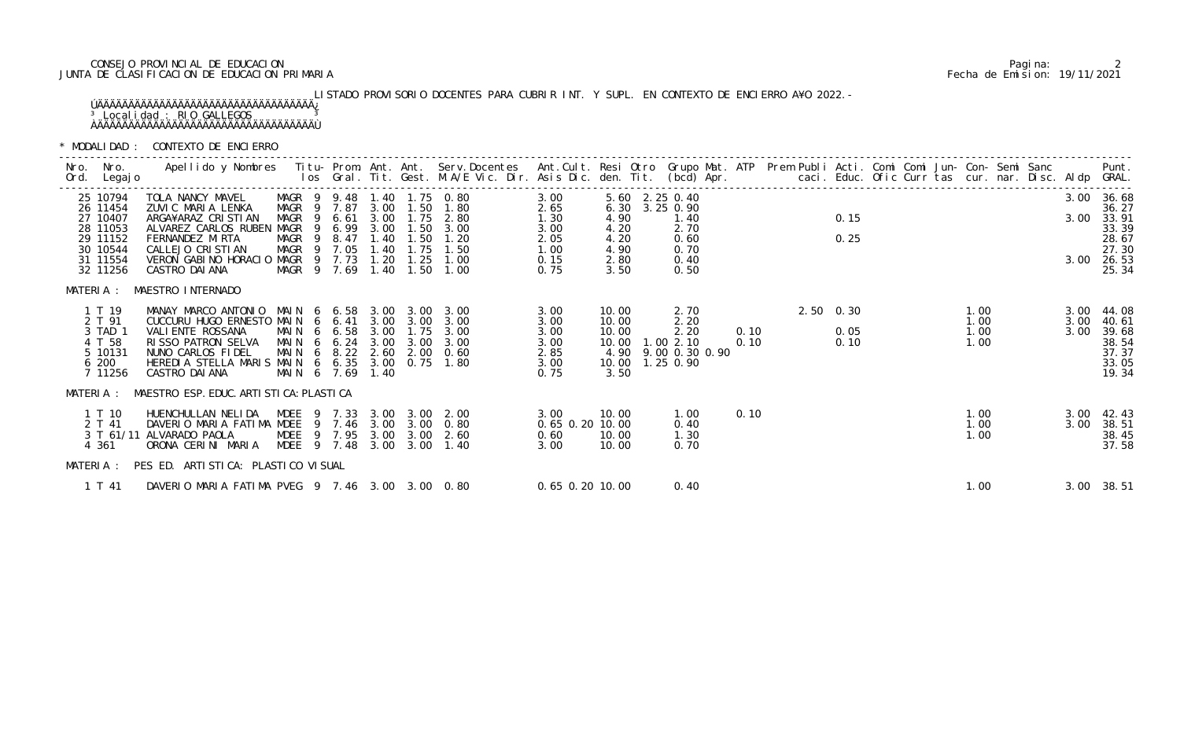CONSEJO PROVINCIAL DE EDUCACION
JUNTA DE CLASIFICACION DE EDUCACION PRIMARIA

Fecha de Emision: 19/11/2021

LISTADO PROVISORIO DOCENTES PARA CUBRIR INT. Y SUPL. EN CONTEXTO DE ENCIERRO A¥O 2022.-

³ Localidad : RIO GALLEGOS ³

\* MODALIDAD : CONTEXTO DE ENCIERRO

| Nro. Ord. | Nro. Legajo | Apellido y Nombres | Titu- los | Prom. Gral. | Ant. Tit. | Ant. Gest. | Serv.Docentes M.A/E Vic. Dir. | Ant.Cult. Asis Dic. | Resi den. | Otro Tit. | Grupo Mat. (bcd) | ATP Apr. | Prem Publi caci. | Acti. Educ. | Comi Ofic | Comi Curr | Jun- tas | Con- cur. | Semi nar. | Sanc Disc. | Aldp | Punt. GRAL. |
|---|---|---|---|---|---|---|---|---|---|---|---|---|---|---|---|---|---|---|---|---|---|---|
| 25 | 10794 | TOLA NANCY MAVEL | MAGR 9 | 9.48 | 1.40 | 1.75 | 0.80 | 3.00 | 5.60 | 2.25 | 0.40 | | | | | | | | | | 3.00 | 36.68 |
| 26 | 11454 | ZUVIC MARIA LENKA | MAGR 9 | 7.87 | 3.00 | 1.50 | 1.80 | 2.65 | 6.30 | 3.25 | 0.90 | | | | | | | | | | | 36.27 |
| 27 | 10407 | ARGA¥ARAZ CRISTIAN | MAGR 9 | 6.61 | 3.00 | 1.75 | 2.80 | 1.30 | 4.90 | | 1.40 | | | 0.15 | | | | | | | 3.00 | 33.91 |
| 28 | 11053 | ALVAREZ CARLOS RUBEN | MAGR 9 | 6.99 | 3.00 | 1.50 | 3.00 | 3.00 | 4.20 | | 2.70 | | | | | | | | | | | 33.39 |
| 29 | 11152 | FERNANDEZ MIRTA | MAGR 9 | 8.47 | 1.40 | 1.50 | 1.20 | 2.05 | 4.20 | | 0.60 | | | 0.25 | | | | | | | | 28.67 |
| 30 | 10544 | CALLEJO CRISTIAN | MAGR 9 | 7.05 | 1.40 | 1.75 | 1.50 | 1.00 | 4.90 | | 0.70 | | | | | | | | | | | 27.30 |
| 31 | 11554 | VERON GABINO HORACIO | MAGR 9 | 7.73 | 1.20 | 1.25 | 1.00 | 0.15 | 2.80 | | 0.40 | | | | | | | | | | 3.00 | 26.53 |
| 32 | 11256 | CASTRO DAIANA | MAGR 9 | 7.69 | 1.40 | 1.50 | 1.00 | 0.75 | 3.50 | | 0.50 | | | | | | | | | | | 25.34 |

MATERIA : MAESTRO INTERNADO

| Nro. Ord. | Nro. Legajo | Apellido y Nombres | Titu- los | Prom. Gral. | Ant. Tit. | Ant. Gest. | Serv.Docentes M.A/E Vic. Dir. | Ant.Cult. Asis Dic. | Resi den. | Otro Tit. | Grupo Mat. (bcd) | ATP Apr. | Prem Publi caci. | Acti. Educ. | Comi Ofic | Comi Curr | Jun- tas | Con- cur. | Semi nar. | Sanc Disc. | Aldp | Punt. GRAL. |
|---|---|---|---|---|---|---|---|---|---|---|---|---|---|---|---|---|---|---|---|---|---|---|
| 1 | T 19 | MANAY MARCO ANTONIO | MAIN 6 | 6.58 | 3.00 | 3.00 | 3.00 | 3.00 | 10.00 | | 2.70 | | 2.50 | 0.30 | | | | 1.00 | | | 3.00 | 44.08 |
| 2 | T 91 | CUCCURU HUGO ERNESTO | MAIN 6 | 6.41 | 3.00 | 3.00 | 3.00 | 3.00 | 10.00 | | 2.20 | | | | | | | 1.00 | | | 3.00 | 40.61 |
| 3 | TAD 1 | VALIENTE ROSSANA | MAIN 6 | 6.58 | 3.00 | 1.75 | 3.00 | 3.00 | 10.00 | | 2.20 | 0.10 | | 0.05 | | | | 1.00 | | | 3.00 | 39.68 |
| 4 | T 58 | RISSO PATRON SELVA | MAIN 6 | 6.24 | 3.00 | 3.00 | 3.00 | 3.00 | 10.00 | 1.00 | 2.10 | 0.10 | | 0.10 | | | | 1.00 | | | | 38.54 |
| 5 | 10131 | NUNO CARLOS FIDEL | MAIN 6 | 8.22 | 2.60 | 2.00 | 0.60 | 2.85 | 4.90 | 9.00 | 0.30 0.90 | | | | | | | | | | | 37.37 |
| 6 | 200 | HEREDIA STELLA MARIS | MAIN 6 | 6.35 | 3.00 | 0.75 | 1.80 | 3.00 | 10.00 | 1.25 | 0.90 | | | | | | | | | | | 33.05 |
| 7 | 11256 | CASTRO DAIANA | MAIN 6 | 7.69 | 1.40 | | | 0.75 | 3.50 | | | | | | | | | | | | | 19.34 |

MATERIA : MAESTRO ESP. EDUC. ARTISTICA: PLASTICA

| Nro. Ord. | Nro. Legajo | Apellido y Nombres | Titu- los | Prom. Gral. | Ant. Tit. | Ant. Gest. | Serv.Docentes M.A/E Vic. Dir. | Ant.Cult. Asis Dic. | Resi den. | Otro Tit. | Grupo Mat. (bcd) | ATP Apr. | Prem Publi caci. | Acti. Educ. | Comi Ofic | Comi Curr | Jun- tas | Con- cur. | Semi nar. | Sanc Disc. | Aldp | Punt. GRAL. |
|---|---|---|---|---|---|---|---|---|---|---|---|---|---|---|---|---|---|---|---|---|---|---|
| 1 | T 10 | HUENCHULLAN NELIDA | MDEE 9 | 7.33 | 3.00 | 3.00 | 2.00 | 3.00 | 10.00 | | 1.00 | 0.10 | | | | | | 1.00 | | | 3.00 | 42.43 |
| 2 | T 41 | DAVERIO MARIA FATIMA | MDEE 9 | 7.46 | 3.00 | 3.00 | 0.80 | 0.65 0.20 | 10.00 | | 0.40 | | | | | | | 1.00 | | | 3.00 | 38.51 |
| 3 | T 61/11 | ALVARADO PAOLA | MDEE 9 | 7.95 | 3.00 | 3.00 | 2.60 | 0.60 | 10.00 | | 1.30 | | | | | | | 1.00 | | | | 38.45 |
| 4 | 361 | ORONA CERINI MARIA | MDEE 9 | 7.48 | 3.00 | 3.00 | 1.40 | 3.00 | 10.00 | | 0.70 | | | | | | | | | | | 37.58 |

MATERIA : PES ED. ARTISTICA: PLASTICO VISUAL

| Nro. Ord. | Nro. Legajo | Apellido y Nombres | Titu- los | Prom. Gral. | Ant. Tit. | Ant. Gest. | Serv.Docentes M.A/E Vic. Dir. | Ant.Cult. Asis Dic. | Resi den. | Otro Tit. | Grupo Mat. (bcd) | ATP Apr. | Prem Publi caci. | Acti. Educ. | Comi Ofic | Comi Curr | Jun- tas | Con- cur. | Semi nar. | Sanc Disc. | Aldp | Punt. GRAL. |
|---|---|---|---|---|---|---|---|---|---|---|---|---|---|---|---|---|---|---|---|---|---|---|
| 1 | T 41 | DAVERIO MARIA FATIMA | PVEG 9 | 7.46 | 3.00 | 3.00 | 0.80 | 0.65 0.20 | 10.00 | | 0.40 | | | | | | | 1.00 | | | 3.00 | 38.51 |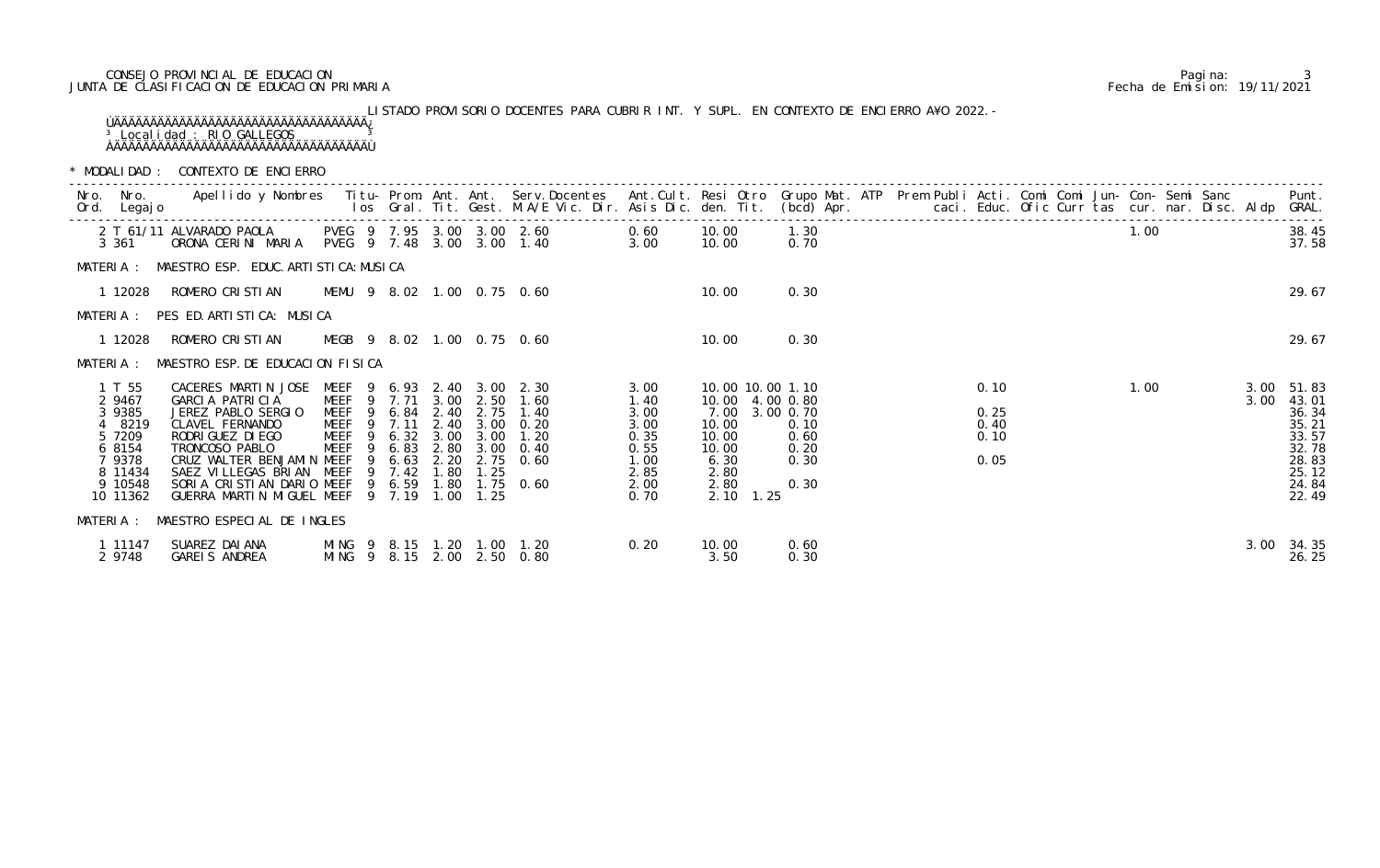CONSEJO PROVINCIAL DE EDUCACION
JUNTA DE CLASIFICACION DE EDUCACION PRIMARIA

Pagina: 3
Fecha de Emision: 19/11/2021

LISTADO PROVISORIO DOCENTES PARA CUBRIR INT. Y SUPL. EN CONTEXTO DE ENCIERRO A¥O 2022.-

Localidad : RIO GALLEGOS

\* MODALIDAD : CONTEXTO DE ENCIERRO

| Nro. Ord. | Nro. Legajo | Apellido y Nombres | Titu-los | Prom. Gral. | Ant. Tit. | Ant. Gest. | Serv.Docentes M.A/E Vic. Dir. | Ant.Cult. Asis Dic. | Resi den. | Otro Tit. | Grupo Mat. (bcd) | ATP Apr. | Prem | Publi caci. | Acti. Educ. | Comi Ofic | Comi Curr | Jun-tas | Con-cur. | Semi nar. | Sanc Disc. | Aldp | Punt. GRAL. |
|---|---|---|---|---|---|---|---|---|---|---|---|---|---|---|---|---|---|---|---|---|---|---|---|
| 2 | T 61/11 | ALVARADO PAOLA | PVEG 9 | 7.95 | 3.00 | 3.00 | 2.60 | 0.60 | 10.00 | | 1.30 | | | | | | | | 1.00 | | | | 38.45 |
| 3 | 361 | ORONA CERINI MARIA | PVEG 9 | 7.48 | 3.00 | 3.00 | 1.40 | 3.00 | 10.00 | | 0.70 | | | | | | | | | | | | 37.58 |

MATERIA : MAESTRO ESP. EDUC.ARTISTICA:MUSICA

| Nro. Ord. | Nro. Legajo | Apellido y Nombres | Titu-los | Prom. Gral. | Ant. Tit. | Ant. Gest. | Serv.Docentes M.A/E Vic. Dir. | Ant.Cult. Asis Dic. | Resi den. | Otro Tit. | Grupo Mat. (bcd) | ATP Apr. | Prem | Publi caci. | Acti. Educ. | Comi Ofic | Comi Curr | Jun-tas | Con-cur. | Semi nar. | Sanc Disc. | Aldp | Punt. GRAL. |
|---|---|---|---|---|---|---|---|---|---|---|---|---|---|---|---|---|---|---|---|---|---|---|---|
| 1 | 12028 | ROMERO CRISTIAN | MEMU 9 | 8.02 | 1.00 | 0.75 | 0.60 | | 10.00 | | 0.30 | | | | | | | | | | | | 29.67 |

MATERIA : PES ED.ARTISTICA: MUSICA

| Nro. Ord. | Nro. Legajo | Apellido y Nombres | Titu-los | Prom. Gral. | Ant. Tit. | Ant. Gest. | Serv.Docentes M.A/E Vic. Dir. | Ant.Cult. Asis Dic. | Resi den. | Otro Tit. | Grupo Mat. (bcd) | ATP Apr. | Prem | Publi caci. | Acti. Educ. | Comi Ofic | Comi Curr | Jun-tas | Con-cur. | Semi nar. | Sanc Disc. | Aldp | Punt. GRAL. |
|---|---|---|---|---|---|---|---|---|---|---|---|---|---|---|---|---|---|---|---|---|---|---|---|
| 1 | 12028 | ROMERO CRISTIAN | MEGB 9 | 8.02 | 1.00 | 0.75 | 0.60 | | 10.00 | | 0.30 | | | | | | | | | | | | 29.67 |

MATERIA : MAESTRO ESP.DE EDUCACION FISICA

| Nro. Ord. | Nro. Legajo | Apellido y Nombres | Titu-los | Prom. Gral. | Ant. Tit. | Ant. Gest. | Serv.Docentes M.A/E Vic. Dir. | Ant.Cult. Asis Dic. | Resi den. | Otro Tit. | Grupo Mat. (bcd) | ATP Apr. | Prem | Publi caci. | Acti. Educ. | Comi Ofic | Comi Curr | Jun-tas | Con-cur. | Semi nar. | Sanc Disc. | Aldp | Punt. GRAL. |
|---|---|---|---|---|---|---|---|---|---|---|---|---|---|---|---|---|---|---|---|---|---|---|---|
| 1 | T 55 | CACERES MARTIN JOSE | MEEF 9 | 6.93 | 2.40 | 3.00 | 2.30 | 3.00 | 10.00 | 10.00 | 1.10 | | | | 0.10 | | | | 1.00 | | | 3.00 | 51.83 |
| 2 | 9467 | GARCIA PATRICIA | MEEF 9 | 7.71 | 3.00 | 2.50 | 1.60 | 1.40 | 10.00 | 4.00 | 0.80 | | | | | | | | | | | 3.00 | 43.01 |
| 3 | 9385 | JEREZ PABLO SERGIO | MEEF 9 | 6.84 | 2.40 | 2.75 | 1.40 | 3.00 | 7.00 | 3.00 | 0.70 | | | | 0.25 | | | | | | | | 36.34 |
| 4 | 8219 | CLAVEL FERNANDO | MEEF 9 | 7.11 | 2.40 | 3.00 | 0.20 | 3.00 | 10.00 | | 0.10 | | | | 0.40 | | | | | | | | 35.21 |
| 5 | 7209 | RODRIGUEZ DIEGO | MEEF 9 | 6.32 | 3.00 | 3.00 | 1.20 | 0.35 | 10.00 | | 0.60 | | | | 0.10 | | | | | | | | 33.57 |
| 6 | 8154 | TRONCOSO PABLO | MEEF 9 | 6.83 | 2.80 | 3.00 | 0.40 | 0.55 | 10.00 | | 0.20 | | | | | | | | | | | | 32.78 |
| 7 | 9378 | CRUZ WALTER BENJAMIN | MEEF 9 | 6.63 | 2.20 | 2.75 | 0.60 | 1.00 | 6.30 | | 0.30 | | | | 0.05 | | | | | | | | 28.83 |
| 8 | 11434 | SAEZ VILLEGAS BRIAN | MEEF 9 | 7.42 | 1.80 | 1.25 | | 2.85 | 2.80 | | | | | | | | | | | | | | 25.12 |
| 9 | 10548 | SORIA CRISTIAN DARIO | MEEF 9 | 6.59 | 1.80 | 1.75 | 0.60 | 2.00 | 2.80 | | 0.30 | | | | | | | | | | | | 24.84 |
| 10 | 11362 | GUERRA MARTIN MIGUEL | MEEF 9 | 7.19 | 1.00 | 1.25 | | 0.70 | 2.10 | 1.25 | | | | | | | | | | | | | 22.49 |

MATERIA : MAESTRO ESPECIAL DE INGLES

| Nro. Ord. | Nro. Legajo | Apellido y Nombres | Titu-los | Prom. Gral. | Ant. Tit. | Ant. Gest. | Serv.Docentes M.A/E Vic. Dir. | Ant.Cult. Asis Dic. | Resi den. | Otro Tit. | Grupo Mat. (bcd) | ATP Apr. | Prem | Publi caci. | Acti. Educ. | Comi Ofic | Comi Curr | Jun-tas | Con-cur. | Semi nar. | Sanc Disc. | Aldp | Punt. GRAL. |
|---|---|---|---|---|---|---|---|---|---|---|---|---|---|---|---|---|---|---|---|---|---|---|---|
| 1 | 11147 | SUAREZ DAIANA | MING 9 | 8.15 | 1.20 | 1.00 | 1.20 | 0.20 | 10.00 | | 0.60 | | | | | | | | | | | 3.00 | 34.35 |
| 2 | 9748 | GAREIS ANDREA | MING 9 | 8.15 | 2.00 | 2.50 | 0.80 | | 3.50 | | 0.30 | | | | | | | | | | | | 26.25 |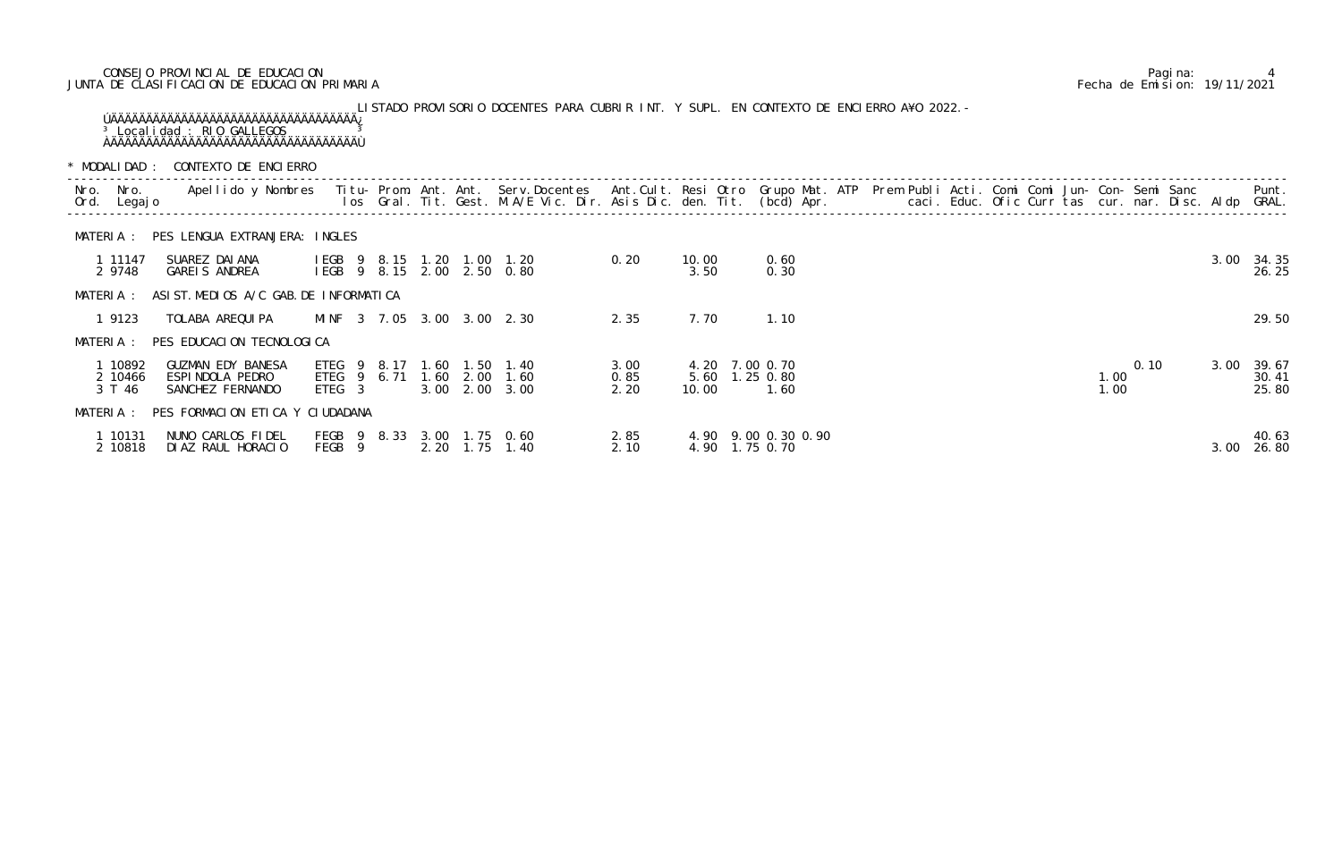CONSEJO PROVINCIAL DE EDUCACION
JUNTA DE CLASIFICACION DE EDUCACION PRIMARIA

Fecha de Emision: 19/11/2021

LISTADO PROVISORIO DOCENTES PARA CUBRIR INT. Y SUPL. EN CONTEXTO DE ENCIERRO AÑO 2022.-

Localidad : RIO GALLEGOS

\* MODALIDAD : CONTEXTO DE ENCIERRO

| Nro. Ord. | Nro. Legajo | Apellido y Nombres | Titu-los | Prom. Gral. | Ant. Tit. | Ant. Gest. | Serv.Docentes M.A/E Vic. Dir. | Ant.Cult. Asis Dic. | Resi den. | Otro Tit. | Grupo Mat. (bcd) | ATP Apr. | Prem | Publi caci. | Acti. Educ. | Comi Ofic | Comi Curr | Jun-tas | Con-cur. | Semi nar. | Sanc Disc. | Aldp | Punt. GRAL. |
|---|---|---|---|---|---|---|---|---|---|---|---|---|---|---|---|---|---|---|---|---|---|---|---|
| **MATERIA : PES LENGUA EXTRANJERA: INGLES** | | | | | | | | | | | | | | | | | | | | | | | |
| 1 | 11147 | SUAREZ DAIANA | IEGB 9 | 8.15 | 1.20 | 1.00 | 1.20 | 0.20 | 10.00 | | 0.60 | | | | | | | | | | | 3.00 | 34.35 |
| 2 | 9748 | GAREIS ANDREA | IEGB 9 | 8.15 | 2.00 | 2.50 | 0.80 | | 3.50 | | 0.30 | | | | | | | | | | | | 26.25 |
| **MATERIA : ASIST.MEDIOS A/C GAB.DE INFORMATICA** | | | | | | | | | | | | | | | | | | | | | | | |
| 1 | 9123 | TOLABA AREQUIPA | MINF 3 | 7.05 | 3.00 | 3.00 | 2.30 | 2.35 | 7.70 | | 1.10 | | | | | | | | | | | | 29.50 |
| **MATERIA : PES EDUCACION TECNOLOGICA** | | | | | | | | | | | | | | | | | | | | | | | |
| 1 | 10892 | GUZMAN EDY BANESA | ETEG 9 | 8.17 | 1.60 | 1.50 | 1.40 | 3.00 | 4.20 | 7.00 | 0.70 | | | | | | | | | 0.10 | | 3.00 | 39.67 |
| 2 | 10466 | ESPINDOLA PEDRO | ETEG 9 | 6.71 | 1.60 | 2.00 | 1.60 | 0.85 | 5.60 | 1.25 | 0.80 | | | | | | | | 1.00 | | | | 30.41 |
| 3 | T 46 | SANCHEZ FERNANDO | ETEG 3 | | 3.00 | 2.00 | 3.00 | 2.20 | 10.00 | | 1.60 | | | | | | | | 1.00 | | | | 25.80 |
| **MATERIA : PES FORMACION ETICA Y CIUDADANA** | | | | | | | | | | | | | | | | | | | | | | | |
| 1 | 10131 | NUNO CARLOS FIDEL | FEGB 9 | 8.33 | 3.00 | 1.75 | 0.60 | 2.85 | 4.90 | 9.00 | 0.30 | 0.90 | | | | | | | | | | | 40.63 |
| 2 | 10818 | DIAZ RAUL HORACIO | FEGB 9 | | 2.20 | 1.75 | 1.40 | 2.10 | 4.90 | 1.75 | 0.70 | | | | | | | | | | | 3.00 | 26.80 |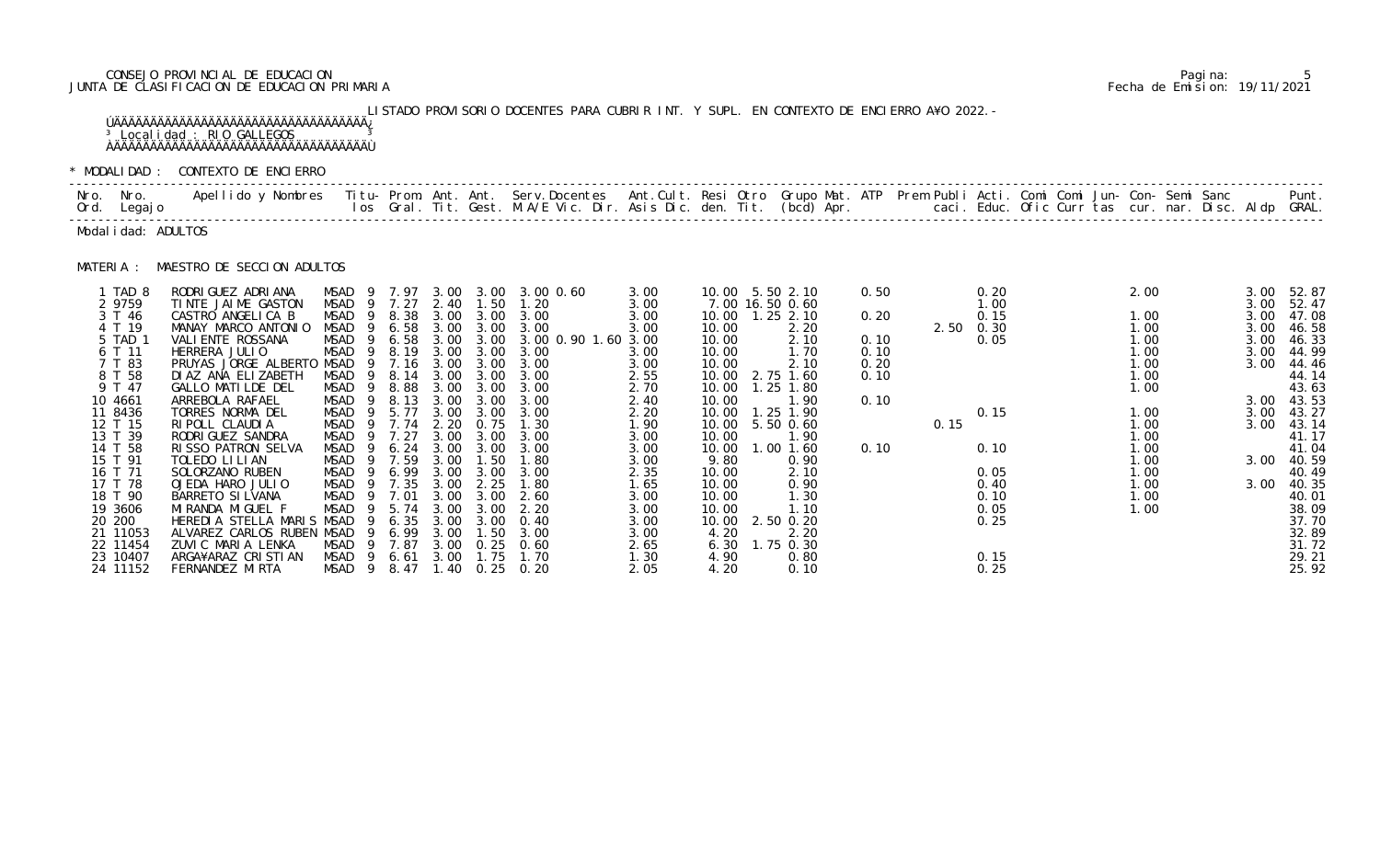CONSEJO PROVINCIAL DE EDUCACION
JUNTA DE CLASIFICACION DE EDUCACION PRIMARIA

Fecha de Emision: 19/11/2021

LISTADO PROVISORIO DOCENTES PARA CUBRIR INT. Y SUPL. EN CONTEXTO DE ENCIERRO A¥O 2022.-

Localidad : RIO GALLEGOS

\* MODALIDAD : CONTEXTO DE ENCIERRO

Modalidad: ADULTOS

MATERIA : MAESTRO DE SECCION ADULTOS

| Nro. Ord. | Nro. Legajo | Apellido y Nombres | Titu-los | Prom. Gral. | Ant. Tit. | Ant. Gest. | Serv.Docentes M.A/E Vic. Dir. | Ant.Cult. Asis Dic. | Resi den. | Otro Tit. | Grupo Mat. (bcd) Apr. | ATP | Prem | Publi caci. | Acti. Educ. | Comi Ofic | Comi Curr | Jun-tas | Con-cur. | Semi nar. | Sanc Disc. | Aldp | Punt. GRAL. |
|---|---|---|---|---|---|---|---|---|---|---|---|---|---|---|---|---|---|---|---|---|---|---|---|
| 1 | TAD 8 | RODRIGUEZ ADRIANA | MSAD 9 | 7.97 | 3.00 | 3.00 | 3.00 0.60 | 3.00 | 10.00 | 5.50 | 2.10 | 0.50 | | | 0.20 | | | | 2.00 | | | 3.00 | 52.87 |
| 2 | 9759 | TINTE JAIME GASTON | MSAD 9 | 7.27 | 2.40 | 1.50 | 1.20 | 3.00 | 7.00 | 16.50 | 0.60 | | | | 1.00 | | | | | | | 3.00 | 52.47 |
| 3 | T 46 | CASTRO ANGELICA B | MSAD 9 | 8.38 | 3.00 | 3.00 | 3.00 | 3.00 | 10.00 | 1.25 | 2.10 | 0.20 | | | 0.15 | | | | 1.00 | | | 3.00 | 47.08 |
| 4 | T 19 | MANAY MARCO ANTONIO | MSAD 9 | 6.58 | 3.00 | 3.00 | 3.00 | 3.00 | 10.00 | | 2.20 | | 2.50 | | 0.30 | | | | 1.00 | | | 3.00 | 46.58 |
| 5 | TAD 1 | VALIENTE ROSSANA | MSAD 9 | 6.58 | 3.00 | 3.00 | 3.00 0.90 1.60 | 3.00 | 10.00 | | 2.10 | 0.10 | | | 0.05 | | | | 1.00 | | | 3.00 | 46.33 |
| 6 | T 11 | HERRERA JULIO | MSAD 9 | 8.19 | 3.00 | 3.00 | 3.00 | 3.00 | 10.00 | | 1.70 | 0.10 | | | | | | | 1.00 | | | 3.00 | 44.99 |
| 7 | T 83 | PRUYAS JORGE ALBERTO | MSAD 9 | 7.16 | 3.00 | 3.00 | 3.00 | 3.00 | 10.00 | | 2.10 | 0.20 | | | | | | | 1.00 | | | 3.00 | 44.46 |
| 8 | T 58 | DIAZ ANA ELIZABETH | MSAD 9 | 8.14 | 3.00 | 3.00 | 3.00 | 2.55 | 10.00 | 2.75 | 1.60 | 0.10 | | | | | | | 1.00 | | | | 44.14 |
| 9 | T 47 | GALLO MATILDE DEL | MSAD 9 | 8.88 | 3.00 | 3.00 | 3.00 | 2.70 | 10.00 | 1.25 | 1.80 | | | | | | | | 1.00 | | | | 43.63 |
| 10 | 4661 | ARREBOLA RAFAEL | MSAD 9 | 8.13 | 3.00 | 3.00 | 3.00 | 2.40 | 10.00 | | 1.90 | 0.10 | | | | | | | | | | 3.00 | 43.53 |
| 11 | 8436 | TORRES NORMA DEL | MSAD 9 | 5.77 | 3.00 | 3.00 | 3.00 | 2.20 | 10.00 | 1.25 | 1.90 | | | | 0.15 | | | | 1.00 | | | 3.00 | 43.27 |
| 12 | T 15 | RIPOLL CLAUDIA | MSAD 9 | 7.74 | 2.20 | 0.75 | 1.30 | 1.90 | 10.00 | 5.50 | 0.60 | | | 0.15 | | | | | 1.00 | | | 3.00 | 43.14 |
| 13 | T 39 | RODRIGUEZ SANDRA | MSAD 9 | 7.27 | 3.00 | 3.00 | 3.00 | 3.00 | 10.00 | | 1.90 | | | | | | | | 1.00 | | | | 41.17 |
| 14 | T 58 | RISSO PATRON SELVA | MSAD 9 | 6.24 | 3.00 | 3.00 | 3.00 | 3.00 | 10.00 | 1.00 | 1.60 | 0.10 | | | 0.10 | | | | 1.00 | | | | 41.04 |
| 15 | T 91 | TOLEDO LILIAN | MSAD 9 | 7.59 | 3.00 | 1.50 | 1.80 | 3.00 | 9.80 | | 0.90 | | | | | | | | 1.00 | | | 3.00 | 40.59 |
| 16 | T 71 | SOLORZANO RUBEN | MSAD 9 | 6.99 | 3.00 | 3.00 | 3.00 | 2.35 | 10.00 | | 2.10 | | | | 0.05 | | | | 1.00 | | | | 40.49 |
| 17 | T 78 | OJEDA HARO JULIO | MSAD 9 | 7.35 | 3.00 | 2.25 | 1.80 | 1.65 | 10.00 | | 0.90 | | | | 0.40 | | | | 1.00 | | | 3.00 | 40.35 |
| 18 | T 90 | BARRETO SILVANA | MSAD 9 | 7.01 | 3.00 | 3.00 | 2.60 | 3.00 | 10.00 | | 1.30 | | | | 0.10 | | | | 1.00 | | | | 40.01 |
| 19 | 3606 | MIRANDA MIGUEL F | MSAD 9 | 5.74 | 3.00 | 3.00 | 2.20 | 3.00 | 10.00 | | 1.10 | | | | 0.05 | | | | 1.00 | | | | 38.09 |
| 20 | 200 | HEREDIA STELLA MARIS | MSAD 9 | 6.35 | 3.00 | 3.00 | 0.40 | 3.00 | 10.00 | 2.50 | 0.20 | | | | 0.25 | | | | | | | | 37.70 |
| 21 | 11053 | ALVAREZ CARLOS RUBEN | MSAD 9 | 6.99 | 3.00 | 1.50 | 3.00 | 3.00 | 4.20 | | 2.20 | | | | | | | | | | | | 32.89 |
| 22 | 11454 | ZUVIC MARIA LENKA | MSAD 9 | 7.87 | 3.00 | 0.25 | 0.60 | 2.65 | 6.30 | 1.75 | 0.30 | | | | | | | | | | | | 31.72 |
| 23 | 10407 | ARGA¥ARAZ CRISTIAN | MSAD 9 | 6.61 | 3.00 | 1.75 | 1.70 | 1.30 | 4.90 | | 0.80 | | | | 0.15 | | | | | | | | 29.21 |
| 24 | 11152 | FERNANDEZ MIRTA | MSAD 9 | 8.47 | 1.40 | 0.25 | 0.20 | 2.05 | 4.20 | | 0.10 | | | | 0.25 | | | | | | | | 25.92 |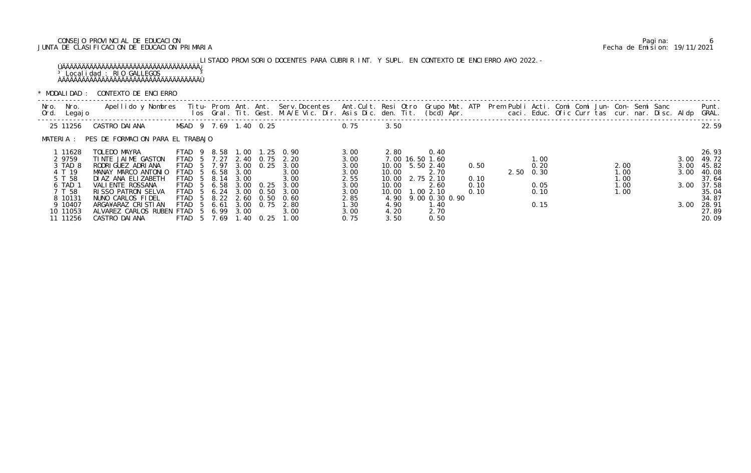CONSEJO PROVINCIAL DE EDUCACION
JUNTA DE CLASIFICACION DE EDUCACION PRIMARIA

Pagina: 6
Fecha de Emision: 19/11/2021

LISTADO PROVISORIO DOCENTES PARA CUBRIR INT. Y SUPL. EN CONTEXTO DE ENCIERRO A¥O 2022.-

³ Localidad : RIO GALLEGOS ³

\* MODALIDAD : CONTEXTO DE ENCIERRO

| Nro. Ord. | Nro. Legajo | Apellido y Nombres | Titu- los | Prom. Gral. | Ant. Tit. | Ant. Gest. | Serv.Docentes M.A/E Vic. Dir. | Ant.Cult. Asis Dic. | Resi den. | Otro Tit. | Grupo Mat. (bcd) | ATP Apr. | Prem | Publi caci. | Acti. Educ. | Comi Ofic | Comi Curr | Jun- tas | Con- cur. | Semi nar. | Sanc Disc. | Aldp | Punt. GRAL. |
|---|---|---|---|---|---|---|---|---|---|---|---|---|---|---|---|---|---|---|---|---|---|---|---|
| 25 | 11256 | CASTRO DAIANA | MSAD 9 | 7.69 | 1.40 | 0.25 | | 0.75 | 3.50 | | | | | | | | | | | | | | 22.59 |

MATERIA : PES DE FORMACION PARA EL TRABAJO

| Nro. Ord. | Nro. Legajo | Apellido y Nombres | Titu- los | Prom. Gral. | Ant. Tit. | Ant. Gest. | Serv.Docentes M.A/E Vic. Dir. | Ant.Cult. Asis Dic. | Resi den. | Otro Tit. | Grupo Mat. (bcd) | ATP Apr. | Prem | Publi caci. | Acti. Educ. | Comi Ofic | Comi Curr | Jun- tas | Con- cur. | Semi nar. | Sanc Disc. | Aldp | Punt. GRAL. |
|---|---|---|---|---|---|---|---|---|---|---|---|---|---|---|---|---|---|---|---|---|---|---|---|
| 1 | 11628 | TOLEDO MAYRA | FTAD 9 | 8.58 | 1.00 | 1.25 | 0.90 | 3.00 | 2.80 | | 0.40 | | | | 1.00 | | | | | | | 3.00 | 26.93 |
| 2 | 9759 | TINTE JAIME GASTON | FTAD 5 | 7.27 | 2.40 | 0.75 | 2.20 | 3.00 | 7.00 | 16.50 | 1.60 | | | | | | | | | | | | 49.72 |
| 3 | TAD 8 | RODRIGUEZ ADRIANA | FTAD 5 | 7.97 | 3.00 | 0.25 | 3.00 | 3.00 | 10.00 | 5.50 | 2.40 | 0.50 | | | 0.20 | | | | 2.00 | | | 3.00 | 45.82 |
| 4 | T 19 | MANAY MARCO ANTONIO | FTAD 5 | 6.58 | 3.00 | | 3.00 | 3.00 | 10.00 | | 2.70 | | 2.50 | | 0.30 | | | | 1.00 | | | 3.00 | 40.08 |
| 5 | T 58 | DIAZ ANA ELIZABETH | FTAD 5 | 8.14 | 3.00 | | 3.00 | 2.55 | 10.00 | 2.75 | 2.10 | 0.10 | | | | | | | 1.00 | | | | 37.64 |
| 6 | TAD 1 | VALIENTE ROSSANA | FTAD 5 | 6.58 | 3.00 | 0.25 | 3.00 | 3.00 | 10.00 | | 2.60 | 0.10 | | | 0.05 | | | | 1.00 | | | 3.00 | 37.58 |
| 7 | T 58 | RISSO PATRON SELVA | FTAD 5 | 6.24 | 3.00 | 0.50 | 3.00 | 3.00 | 10.00 | 1.00 | 2.10 | 0.10 | | | 0.10 | | | | 1.00 | | | | 35.04 |
| 8 | 10131 | NUNO CARLOS FIDEL | FTAD 5 | 8.22 | 2.60 | 0.50 | 0.60 | 2.85 | 4.90 | 9.00 | 0.30 | 0.90 | | | | | | | | | | | 34.87 |
| 9 | 10407 | ARGA¥ARAZ CRISTIAN | FTAD 5 | 6.61 | 3.00 | 0.75 | 2.80 | 1.30 | 4.90 | | 1.40 | | | | 0.15 | | | | | | | 3.00 | 28.91 |
| 10 | 11053 | ALVAREZ CARLOS RUBEN | FTAD 5 | 6.99 | 3.00 | | 3.00 | 3.00 | 4.20 | | 2.70 | | | | | | | | | | | | 27.89 |
| 11 | 11256 | CASTRO DAIANA | FTAD 5 | 7.69 | 1.40 | 0.25 | 1.00 | 0.75 | 3.50 | | 0.50 | | | | | | | | | | | | 20.09 |